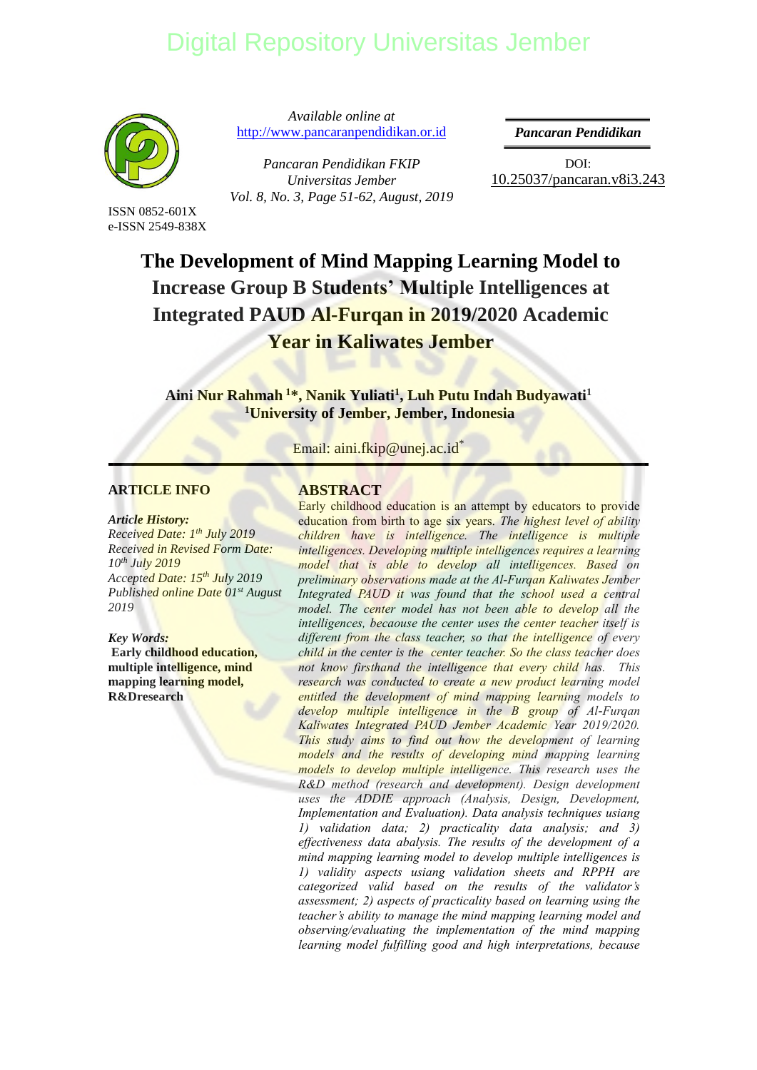Available online at
http://www.pancaranpendidikan.or.id

Pancaran Pendidikan FKIP
Universitas Jember
Vol. 8, No. 3, Page 51-62, August, 2019

***Pancaran Pendidikan***

DOI:
10.25037/pancaran.v8i3.243

ISSN 0852-601X
e-ISSN 2549-838X

# The Development of Mind Mapping Learning Model to Increase Group B Students' Multiple Intelligences at Integrated PAUD Al-Furqan in 2019/2020 Academic Year in Kaliwates Jember

**Aini Nur Rahmah [1]\*, Nanik Yuliati[1], Luh Putu Indah Budyawati[1]**
**[1]University of Jember, Jember, Indonesia**

Email: aini.fkip@unej.ac.id*

## ARTICLE INFO

***Article History:***
*Received Date: 1th July 2019*
*Received in Revised Form Date: 10th July 2019*
*Accepted Date: 15th July 2019*
*Published online Date 01st August 2019*

***Key Words:***
**Early childhood education, multiple intelligence, mind mapping learning model, R&Dresearch**

## ABSTRACT

Early childhood education is an attempt by educators to provide education from birth to age six years. *The highest level of ability children have is intelligence. The intelligence is multiple intelligences. Developing multiple intelligences requires a learning model that is able to develop all intelligences. Based on preliminary observations made at the Al-Furqan Kaliwates Jember Integrated PAUD it was found that the school used a central model. The center model has not been able to develop all the intelligences, becaouse the center uses the center teacher itself is different from the class teacher, so that the intelligence of every child in the center is the center teacher. So the class teacher does not know firsthand the intelligence that every child has. This research was conducted to create a new product learning model entitled the development of mind mapping learning models to develop multiple intelligence in the B group of Al-Furqan Kaliwates Integrated PAUD Jember Academic Year 2019/2020. This study aims to find out how the development of learning models and the results of developing mind mapping learning models to develop multiple intelligence. This research uses the R&D method (research and development). Design development uses the ADDIE approach (Analysis, Design, Development, Implementation and Evaluation). Data analysis techniques usiang 1) validation data; 2) practicality data analysis; and 3) effectiveness data abalysis. The results of the development of a mind mapping learning model to develop multiple intelligences is 1) validity aspects usiang validation sheets and RPPH are categorized valid based on the results of the validator's assessment; 2) aspects of practicality based on learning using the teacher's ability to manage the mind mapping learning model and observing/evaluating the implementation of the mind mapping learning model fulfilling good and high interpretations, because*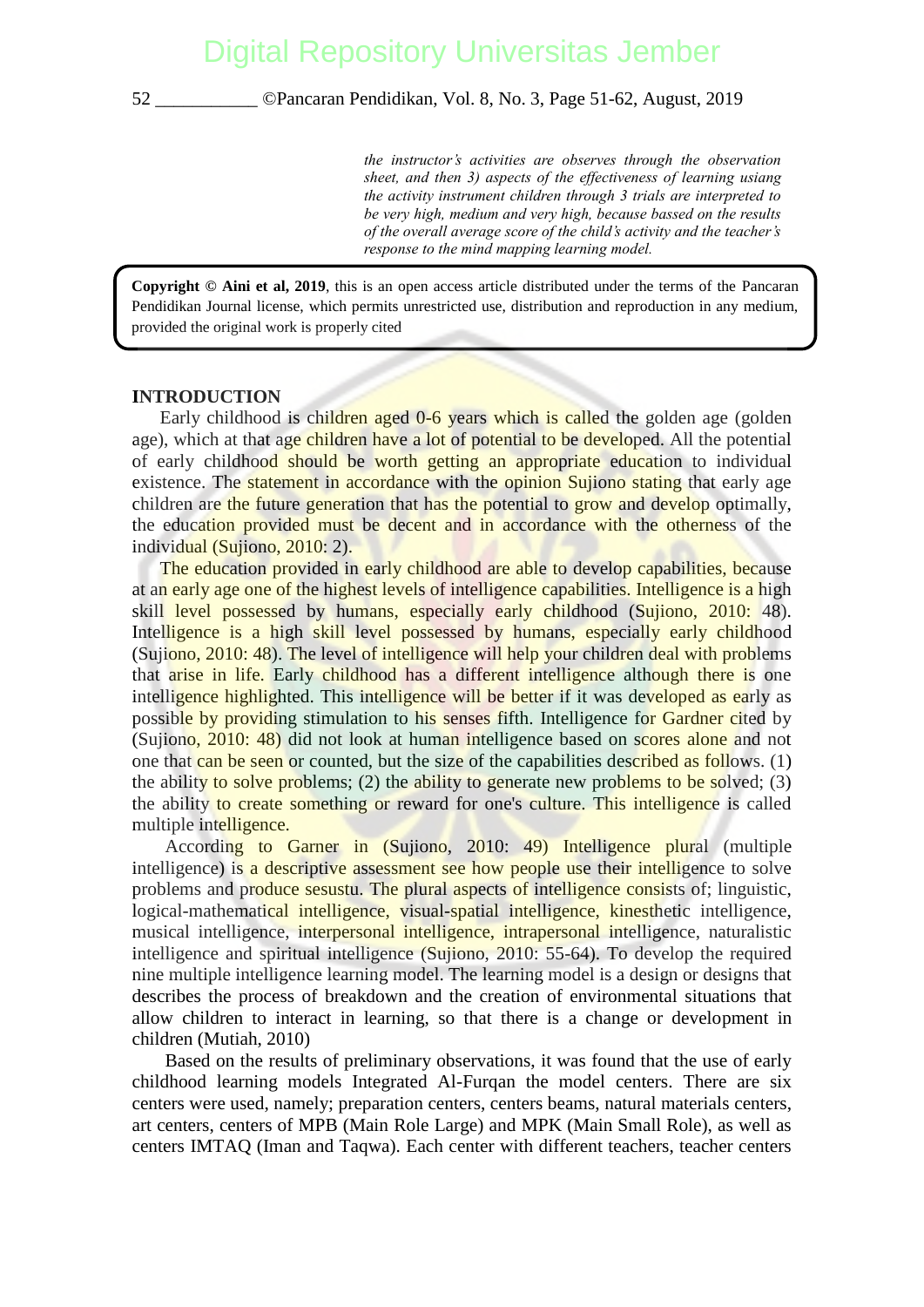*the instructor's activities are observes through the observation sheet, and then 3) aspects of the effectiveness of learning usiang the activity instrument children through 3 trials are interpreted to be very high, medium and very high, because bassed on the results of the overall average score of the child's activity and the teacher's response to the mind mapping learning model.*

**Copyright © Aini et al, 2019**, this is an open access article distributed under the terms of the Pancaran Pendidikan Journal license, which permits unrestricted use, distribution and reproduction in any medium, provided the original work is properly cited

## INTRODUCTION

Early childhood is children aged 0-6 years which is called the golden age (golden age), which at that age children have a lot of potential to be developed. All the potential of early childhood should be worth getting an appropriate education to individual existence. The statement in accordance with the opinion Sujiono stating that early age children are the future generation that has the potential to grow and develop optimally, the education provided must be decent and in accordance with the otherness of the individual (Sujiono, 2010: 2).

The education provided in early childhood are able to develop capabilities, because at an early age one of the highest levels of intelligence capabilities. Intelligence is a high skill level possessed by humans, especially early childhood (Sujiono, 2010: 48). Intelligence is a high skill level possessed by humans, especially early childhood (Sujiono, 2010: 48). The level of intelligence will help your children deal with problems that arise in life. Early childhood has a different intelligence although there is one intelligence highlighted. This intelligence will be better if it was developed as early as possible by providing stimulation to his senses fifth. Intelligence for Gardner cited by (Sujiono, 2010: 48) did not look at human intelligence based on scores alone and not one that can be seen or counted, but the size of the capabilities described as follows. (1) the ability to solve problems; (2) the ability to generate new problems to be solved; (3) the ability to create something or reward for one's culture. This intelligence is called multiple intelligence.

According to Garner in (Sujiono, 2010: 49) Intelligence plural (multiple intelligence) is a descriptive assessment see how people use their intelligence to solve problems and produce sesustu. The plural aspects of intelligence consists of; linguistic, logical-mathematical intelligence, visual-spatial intelligence, kinesthetic intelligence, musical intelligence, interpersonal intelligence, intrapersonal intelligence, naturalistic intelligence and spiritual intelligence (Sujiono, 2010: 55-64). To develop the required nine multiple intelligence learning model. The learning model is a design or designs that describes the process of breakdown and the creation of environmental situations that allow children to interact in learning, so that there is a change or development in children (Mutiah, 2010)

Based on the results of preliminary observations, it was found that the use of early childhood learning models Integrated Al-Furqan the model centers. There are six centers were used, namely; preparation centers, centers beams, natural materials centers, art centers, centers of MPB (Main Role Large) and MPK (Main Small Role), as well as centers IMTAQ (Iman and Taqwa). Each center with different teachers, teacher centers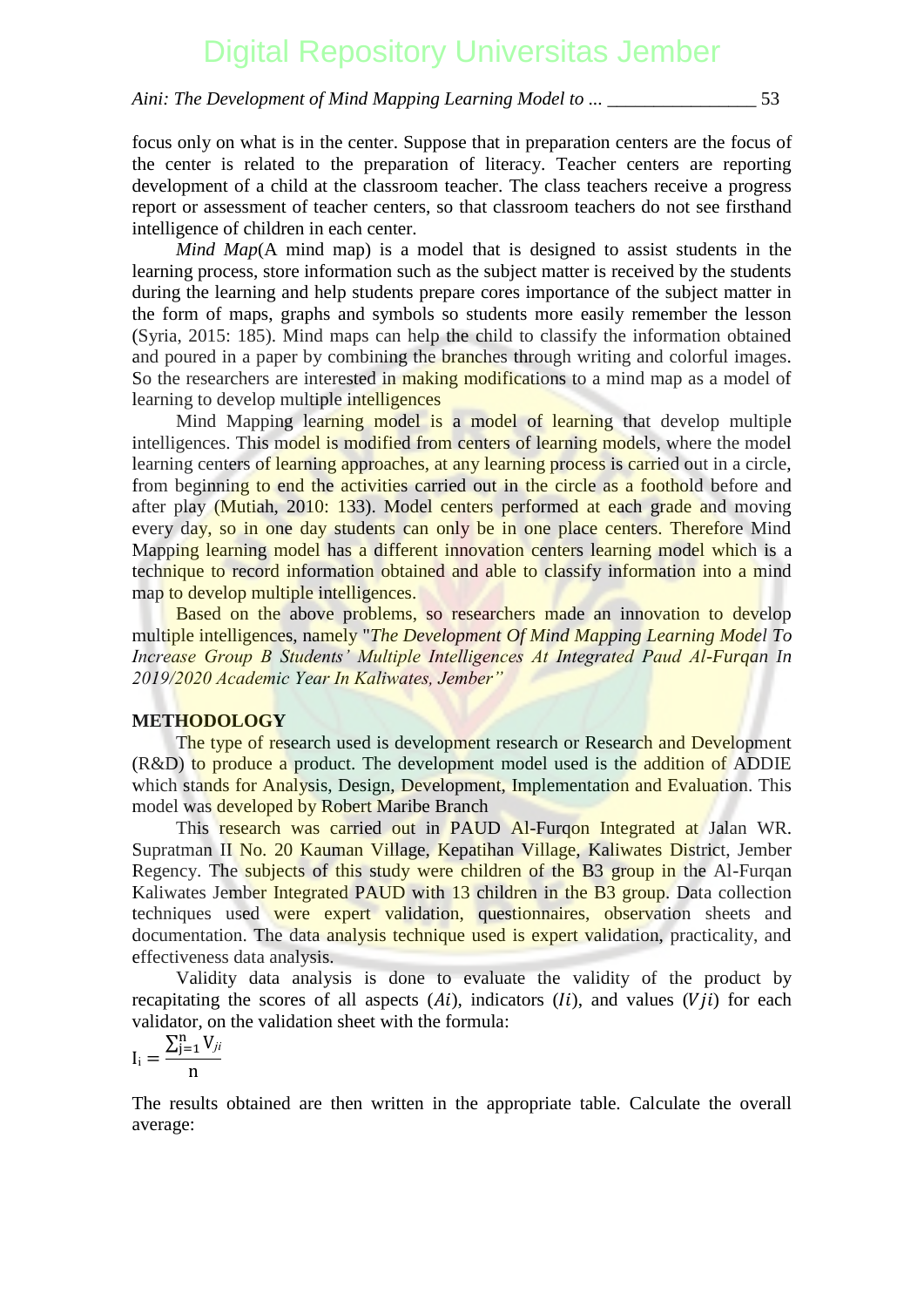focus only on what is in the center. Suppose that in preparation centers are the focus of the center is related to the preparation of literacy. Teacher centers are reporting development of a child at the classroom teacher. The class teachers receive a progress report or assessment of teacher centers, so that classroom teachers do not see firsthand intelligence of children in each center.

*Mind Map*(A mind map) is a model that is designed to assist students in the learning process, store information such as the subject matter is received by the students during the learning and help students prepare cores importance of the subject matter in the form of maps, graphs and symbols so students more easily remember the lesson (Syria, 2015: 185). Mind maps can help the child to classify the information obtained and poured in a paper by combining the branches through writing and colorful images. So the researchers are interested in making modifications to a mind map as a model of learning to develop multiple intelligences

Mind Mapping learning model is a model of learning that develop multiple intelligences. This model is modified from centers of learning models, where the model learning centers of learning approaches, at any learning process is carried out in a circle, from beginning to end the activities carried out in the circle as a foothold before and after play (Mutiah, 2010: 133). Model centers performed at each grade and moving every day, so in one day students can only be in one place centers. Therefore Mind Mapping learning model has a different innovation centers learning model which is a technique to record information obtained and able to classify information into a mind map to develop multiple intelligences.

Based on the above problems, so researchers made an innovation to develop multiple intelligences, namely "*The Development Of Mind Mapping Learning Model To Increase Group B Students' Multiple Intelligences At Integrated Paud Al-Furqan In 2019/2020 Academic Year In Kaliwates, Jember"*

## METHODOLOGY

The type of research used is development research or Research and Development (R&D) to produce a product. The development model used is the addition of ADDIE which stands for Analysis, Design, Development, Implementation and Evaluation. This model was developed by Robert Maribe Branch

This research was carried out in PAUD Al-Furqon Integrated at Jalan WR. Supratman II No. 20 Kauman Village, Kepatihan Village, Kaliwates District, Jember Regency. The subjects of this study were children of the B3 group in the Al-Furqan Kaliwates Jember Integrated PAUD with 13 children in the B3 group. Data collection techniques used were expert validation, questionnaires, observation sheets and documentation. The data analysis technique used is expert validation, practicality, and effectiveness data analysis.

Validity data analysis is done to evaluate the validity of the product by recapitating the scores of all aspects ($Ai$), indicators ($Ii$), and values ($Vji$) for each validator, on the validation sheet with the formula:

$$I_i = \frac{\sum_{j=1}^{n} V_{ji}}{n}$$

The results obtained are then written in the appropriate table. Calculate the overall average: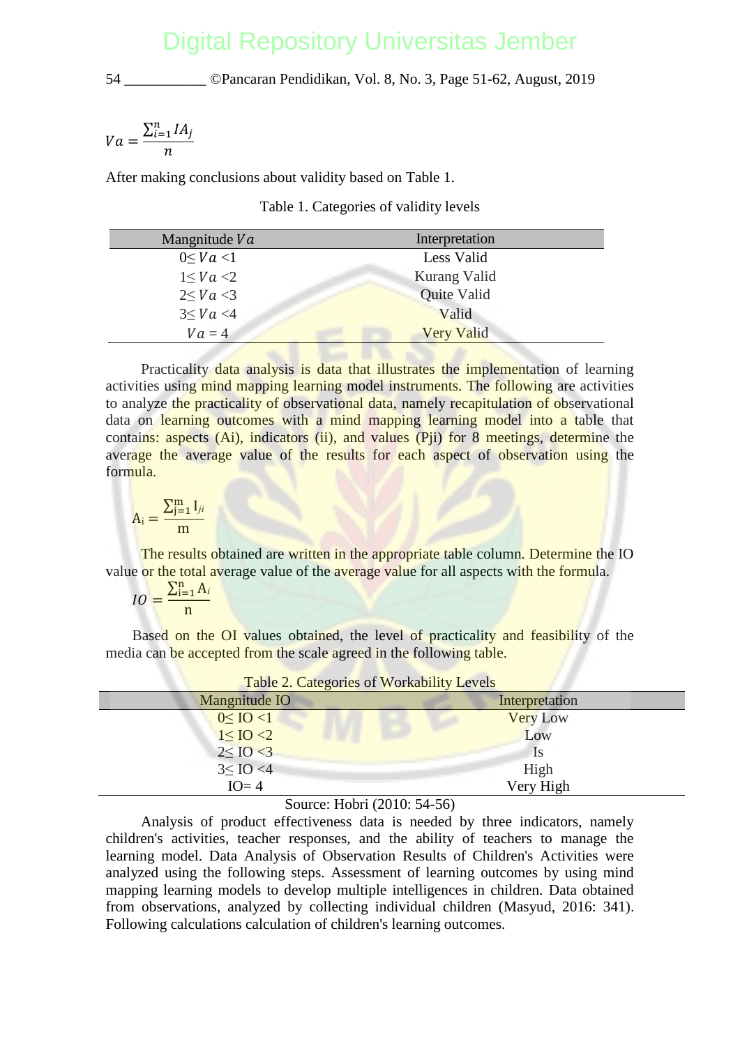$$Va = \frac{\sum_{i=1}^{n} IA_j}{n}$$

After making conclusions about validity based on Table 1.

Table 1. Categories of validity levels

| Mangnitude $Va$ | Interpretation |
|---|---|
| $0 \leq Va < 1$ | Less Valid |
| $1 \leq Va < 2$ | Kurang Valid |
| $2 \leq Va < 3$ | Quite Valid |
| $3 \leq Va < 4$ | Valid |
| $Va = 4$ | Very Valid |

Practicality data analysis is data that illustrates the implementation of learning activities using mind mapping learning model instruments. The following are activities to analyze the practicality of observational data, namely recapitulation of observational data on learning outcomes with a mind mapping learning model into a table that contains: aspects (Ai), indicators (ii), and values (Pji) for 8 meetings, determine the average the average value of the results for each aspect of observation using the formula.

$$A_i = \frac{\sum_{j=1}^{m} I_{ji}}{m}$$

The results obtained are written in the appropriate table column. Determine the IO value or the total average value of the average value for all aspects with the formula.

$$IO = \frac{\sum_{i=1}^{n} A_i}{n}$$

Based on the OI values obtained, the level of practicality and feasibility of the media can be accepted from the scale agreed in the following table.

Table 2. Categories of Workability Levels

| Mangnitude IO | Interpretation |
|---|---|
| $0 \leq IO < 1$ | Very Low |
| $1 \leq IO < 2$ | Low |
| $2 \leq IO < 3$ | Is |
| $3 \leq IO < 4$ | High |
| $IO = 4$ | Very High |

Source: Hobri (2010: 54-56)

Analysis of product effectiveness data is needed by three indicators, namely children's activities, teacher responses, and the ability of teachers to manage the learning model. Data Analysis of Observation Results of Children's Activities were analyzed using the following steps. Assessment of learning outcomes by using mind mapping learning models to develop multiple intelligences in children. Data obtained from observations, analyzed by collecting individual children (Masyud, 2016: 341). Following calculations calculation of children's learning outcomes.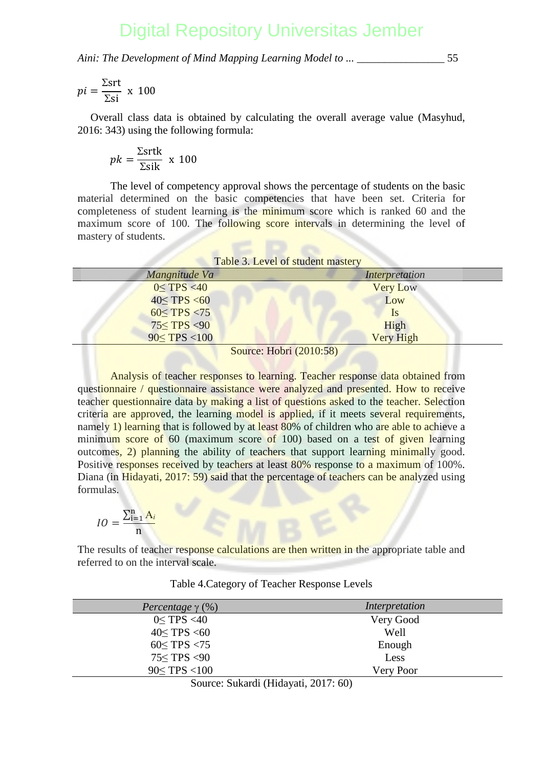$$pi = \frac{\Sigma srt}{\Sigma si} \text{ x } 100$$

Overall class data is obtained by calculating the overall average value (Masyhud, 2016: 343) using the following formula:

$$pk = \frac{\Sigma srtk}{\Sigma sik} \text{ x } 100$$

The level of competency approval shows the percentage of students on the basic material determined on the basic competencies that have been set. Criteria for completeness of student learning is the minimum score which is ranked 60 and the maximum score of 100. The following score intervals in determining the level of mastery of students.

Table 3. Level of student mastery

| *Mangnitude Va* | *Interpretation* |
|---|---|
| 0≤ TPS <40 | Very Low |
| 40≤ TPS <60 | Low |
| 60≤ TPS <75 | Is |
| 75≤ TPS <90 | High |
| 90≤ TPS <100 | Very High |

Source: Hobri (2010:58)

Analysis of teacher responses to learning. Teacher response data obtained from questionnaire / questionnaire assistance were analyzed and presented. How to receive teacher questionnaire data by making a list of questions asked to the teacher. Selection criteria are approved, the learning model is applied, if it meets several requirements, namely 1) learning that is followed by at least 80% of children who are able to achieve a minimum score of 60 (maximum score of 100) based on a test of given learning outcomes, 2) planning the ability of teachers that support learning minimally good. Positive responses received by teachers at least 80% response to a maximum of 100%. Diana (in Hidayati, 2017: 59) said that the percentage of teachers can be analyzed using formulas.

$$IO = \frac{\sum_{i=1}^{n} A_i}{n}$$

The results of teacher response calculations are then written in the appropriate table and referred to on the interval scale.

Table 4.Category of Teacher Response Levels

| *Percentage* γ (%) | *Interpretation* |
|---|---|
| 0≤ TPS <40 | Very Good |
| 40≤ TPS <60 | Well |
| 60≤ TPS <75 | Enough |
| 75≤ TPS <90 | Less |
| 90≤ TPS <100 | Very Poor |

Source: Sukardi (Hidayati, 2017: 60)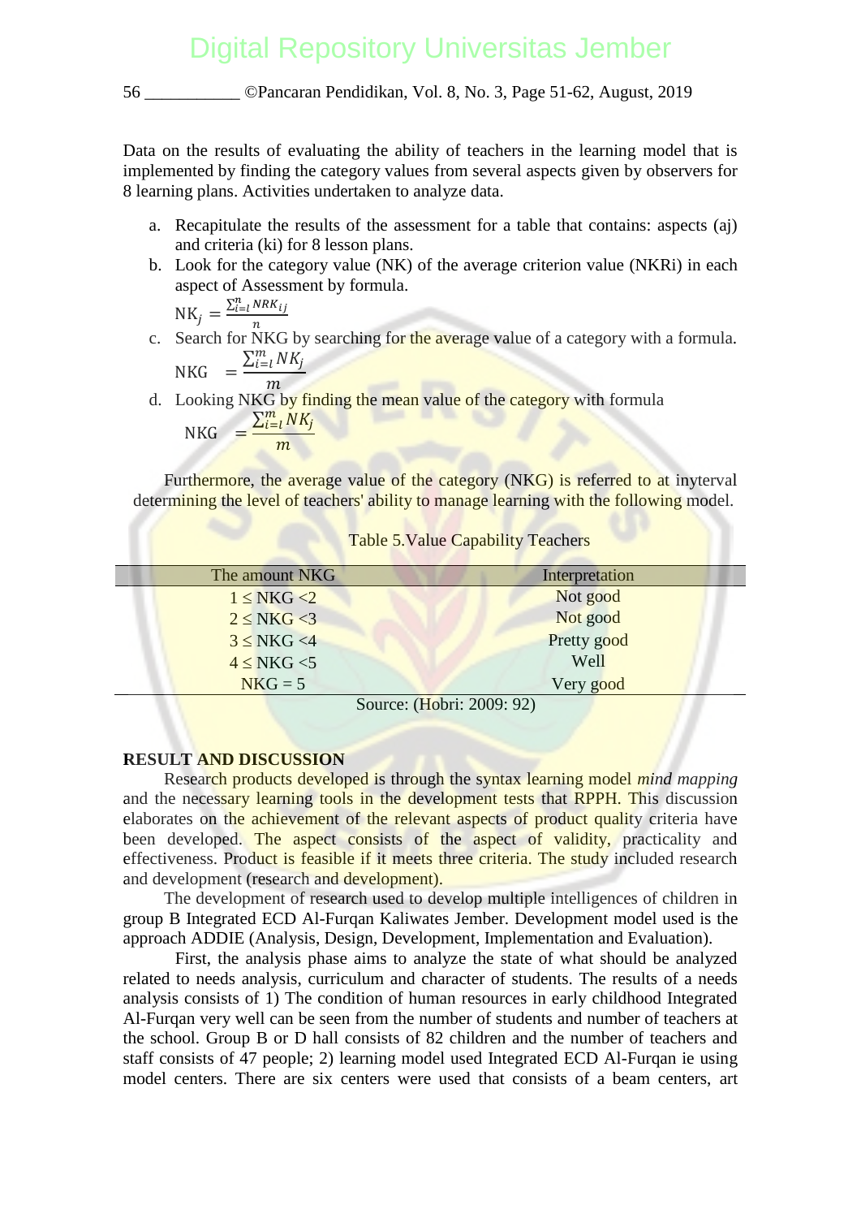Data on the results of evaluating the ability of teachers in the learning model that is implemented by finding the category values from several aspects given by observers for 8 learning plans. Activities undertaken to analyze data.

a. Recapitulate the results of the assessment for a table that contains: aspects (aj) and criteria (ki) for 8 lesson plans.
b. Look for the category value (NK) of the average criterion value (NKRi) in each aspect of Assessment by formula.

   $$NK_j = \frac{\sum_{i=l}^{n} NRK_{ij}}{n}$$

c. Search for NKG by searching for the average value of a category with a formula.

   $$NKG = \frac{\sum_{i=l}^{m} NK_j}{m}$$

d. Looking NKG by finding the mean value of the category with formula

   $$NKG = \frac{\sum_{i=l}^{m} NK_j}{m}$$

Furthermore, the average value of the category (NKG) is referred to at inyterval determining the level of teachers' ability to manage learning with the following model.

Table 5.Value Capability Teachers

| The amount NKG | Interpretation |
|---|---|
| $1 \leq NKG < 2$ | Not good |
| $2 \leq NKG < 3$ | Not good |
| $3 \leq NKG < 4$ | Pretty good |
| $4 \leq NKG < 5$ | Well |
| $NKG = 5$ | Very good |

Source: (Hobri: 2009: 92)

## RESULT AND DISCUSSION

Research products developed is through the syntax learning model *mind mapping* and the necessary learning tools in the development tests that RPPH. This discussion elaborates on the achievement of the relevant aspects of product quality criteria have been developed. The aspect consists of the aspect of validity, practicality and effectiveness. Product is feasible if it meets three criteria. The study included research and development (research and development).

The development of research used to develop multiple intelligences of children in group B Integrated ECD Al-Furqan Kaliwates Jember. Development model used is the approach ADDIE (Analysis, Design, Development, Implementation and Evaluation).

First, the analysis phase aims to analyze the state of what should be analyzed related to needs analysis, curriculum and character of students. The results of a needs analysis consists of 1) The condition of human resources in early childhood Integrated Al-Furqan very well can be seen from the number of students and number of teachers at the school. Group B or D hall consists of 82 children and the number of teachers and staff consists of 47 people; 2) learning model used Integrated ECD Al-Furqan ie using model centers. There are six centers were used that consists of a beam centers, art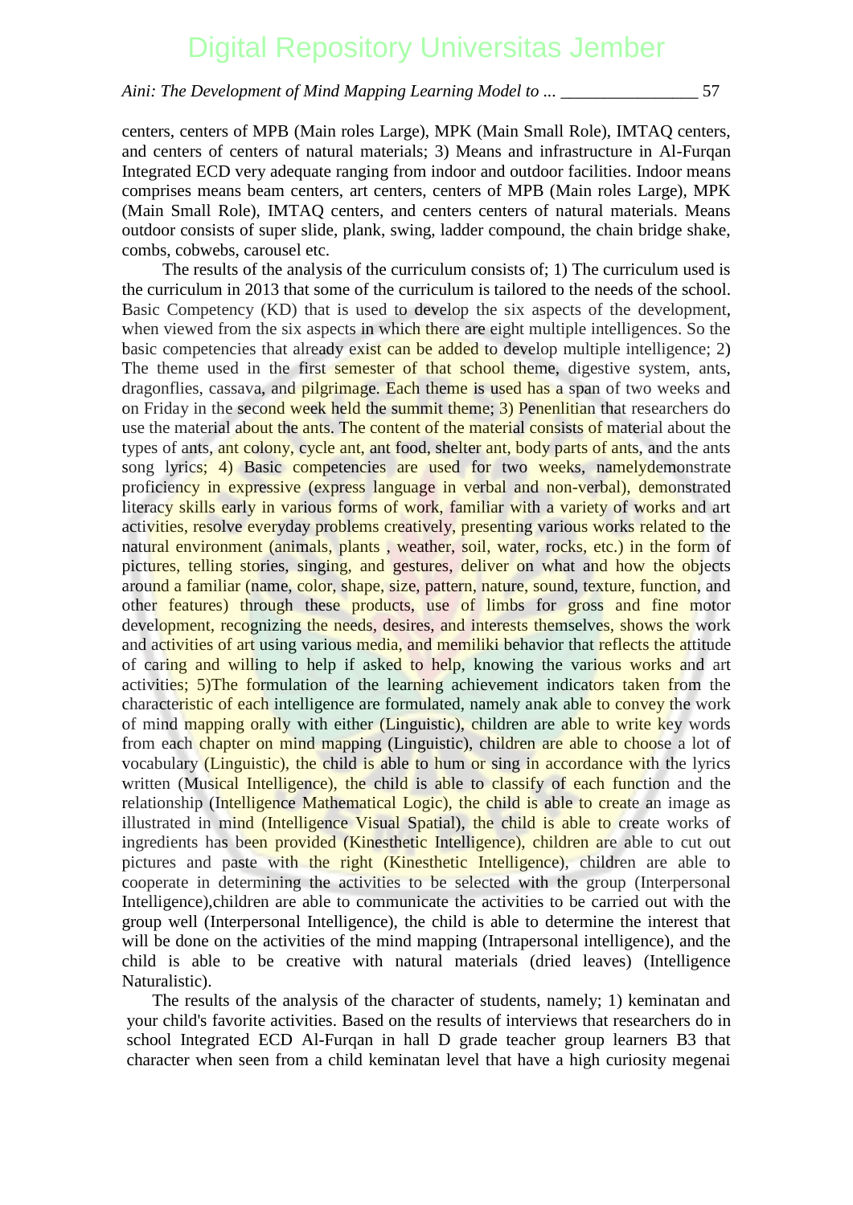centers, centers of MPB (Main roles Large), MPK (Main Small Role), IMTAQ centers, and centers of centers of natural materials; 3) Means and infrastructure in Al-Furqan Integrated ECD very adequate ranging from indoor and outdoor facilities. Indoor means comprises means beam centers, art centers, centers of MPB (Main roles Large), MPK (Main Small Role), IMTAQ centers, and centers centers of natural materials. Means outdoor consists of super slide, plank, swing, ladder compound, the chain bridge shake, combs, cobwebs, carousel etc.

The results of the analysis of the curriculum consists of; 1) The curriculum used is the curriculum in 2013 that some of the curriculum is tailored to the needs of the school. Basic Competency (KD) that is used to develop the six aspects of the development, when viewed from the six aspects in which there are eight multiple intelligences. So the basic competencies that already exist can be added to develop multiple intelligence; 2) The theme used in the first semester of that school theme, digestive system, ants, dragonflies, cassava, and pilgrimage. Each theme is used has a span of two weeks and on Friday in the second week held the summit theme; 3) Penenlitian that researchers do use the material about the ants. The content of the material consists of material about the types of ants, ant colony, cycle ant, ant food, shelter ant, body parts of ants, and the ants song lyrics; 4) Basic competencies are used for two weeks, namelydemonstrate proficiency in expressive (express language in verbal and non-verbal), demonstrated literacy skills early in various forms of work, familiar with a variety of works and art activities, resolve everyday problems creatively, presenting various works related to the natural environment (animals, plants , weather, soil, water, rocks, etc.) in the form of pictures, telling stories, singing, and gestures, deliver on what and how the objects around a familiar (name, color, shape, size, pattern, nature, sound, texture, function, and other features) through these products, use of limbs for gross and fine motor development, recognizing the needs, desires, and interests themselves, shows the work and activities of art using various media, and memiliki behavior that reflects the attitude of caring and willing to help if asked to help, knowing the various works and art activities; 5)The formulation of the learning achievement indicators taken from the characteristic of each intelligence are formulated, namely anak able to convey the work of mind mapping orally with either (Linguistic), children are able to write key words from each chapter on mind mapping (Linguistic), children are able to choose a lot of vocabulary (Linguistic), the child is able to hum or sing in accordance with the lyrics written (Musical Intelligence), the child is able to classify of each function and the relationship (Intelligence Mathematical Logic), the child is able to create an image as illustrated in mind (Intelligence Visual Spatial), the child is able to create works of ingredients has been provided (Kinesthetic Intelligence), children are able to cut out pictures and paste with the right (Kinesthetic Intelligence), children are able to cooperate in determining the activities to be selected with the group (Interpersonal Intelligence),children are able to communicate the activities to be carried out with the group well (Interpersonal Intelligence), the child is able to determine the interest that will be done on the activities of the mind mapping (Intrapersonal intelligence), and the child is able to be creative with natural materials (dried leaves) (Intelligence Naturalistic).

The results of the analysis of the character of students, namely; 1) keminatan and your child's favorite activities. Based on the results of interviews that researchers do in school Integrated ECD Al-Furqan in hall D grade teacher group learners B3 that character when seen from a child keminatan level that have a high curiosity megenai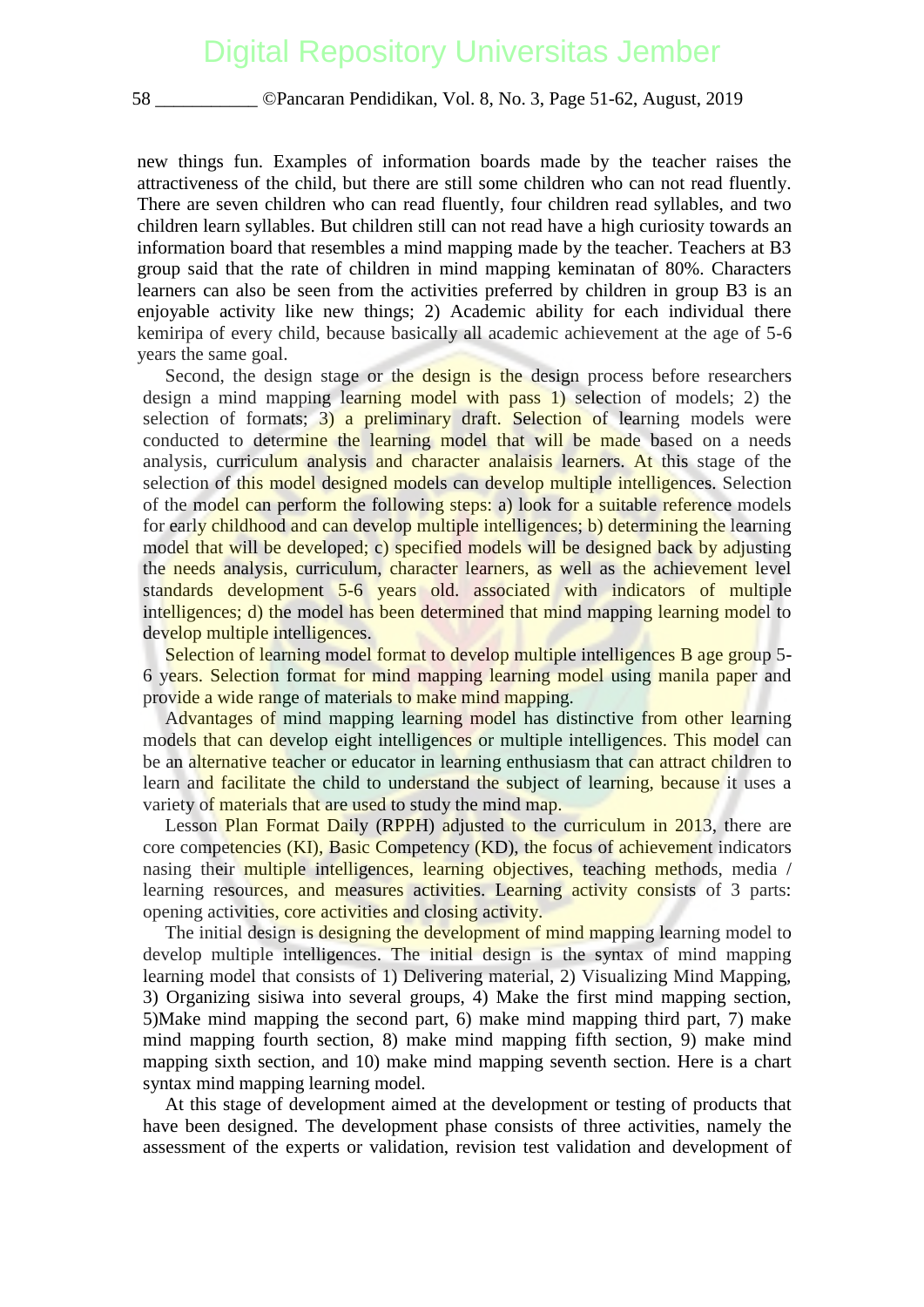new things fun. Examples of information boards made by the teacher raises the attractiveness of the child, but there are still some children who can not read fluently. There are seven children who can read fluently, four children read syllables, and two children learn syllables. But children still can not read have a high curiosity towards an information board that resembles a mind mapping made by the teacher. Teachers at B3 group said that the rate of children in mind mapping keminatan of 80%. Characters learners can also be seen from the activities preferred by children in group B3 is an enjoyable activity like new things; 2) Academic ability for each individual there kemiripa of every child, because basically all academic achievement at the age of 5-6 years the same goal.

Second, the design stage or the design is the design process before researchers design a mind mapping learning model with pass 1) selection of models; 2) the selection of formats; 3) a preliminary draft. Selection of learning models were conducted to determine the learning model that will be made based on a needs analysis, curriculum analysis and character analaisis learners. At this stage of the selection of this model designed models can develop multiple intelligences. Selection of the model can perform the following steps: a) look for a suitable reference models for early childhood and can develop multiple intelligences; b) determining the learning model that will be developed; c) specified models will be designed back by adjusting the needs analysis, curriculum, character learners, as well as the achievement level standards development 5-6 years old. associated with indicators of multiple intelligences; d) the model has been determined that mind mapping learning model to develop multiple intelligences.

Selection of learning model format to develop multiple intelligences B age group 5-6 years. Selection format for mind mapping learning model using manila paper and provide a wide range of materials to make mind mapping.

Advantages of mind mapping learning model has distinctive from other learning models that can develop eight intelligences or multiple intelligences. This model can be an alternative teacher or educator in learning enthusiasm that can attract children to learn and facilitate the child to understand the subject of learning, because it uses a variety of materials that are used to study the mind map.

Lesson Plan Format Daily (RPPH) adjusted to the curriculum in 2013, there are core competencies (KI), Basic Competency (KD), the focus of achievement indicators nasing their multiple intelligences, learning objectives, teaching methods, media / learning resources, and measures activities. Learning activity consists of 3 parts: opening activities, core activities and closing activity.

The initial design is designing the development of mind mapping learning model to develop multiple intelligences. The initial design is the syntax of mind mapping learning model that consists of 1) Delivering material, 2) Visualizing Mind Mapping, 3) Organizing sisiwa into several groups, 4) Make the first mind mapping section, 5)Make mind mapping the second part, 6) make mind mapping third part, 7) make mind mapping fourth section, 8) make mind mapping fifth section, 9) make mind mapping sixth section, and 10) make mind mapping seventh section. Here is a chart syntax mind mapping learning model.

At this stage of development aimed at the development or testing of products that have been designed. The development phase consists of three activities, namely the assessment of the experts or validation, revision test validation and development of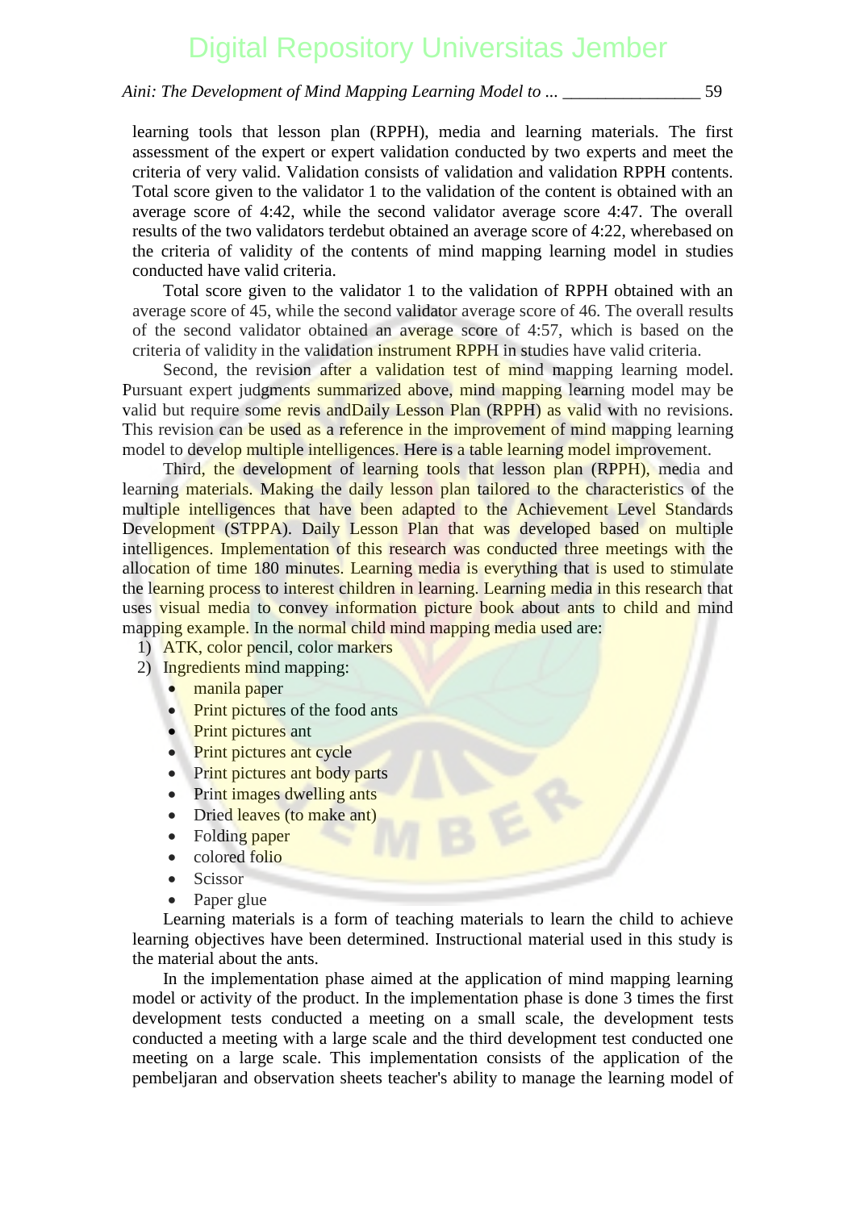learning tools that lesson plan (RPPH), media and learning materials. The first assessment of the expert or expert validation conducted by two experts and meet the criteria of very valid. Validation consists of validation and validation RPPH contents. Total score given to the validator 1 to the validation of the content is obtained with an average score of 4:42, while the second validator average score 4:47. The overall results of the two validators terdebut obtained an average score of 4:22, wherebased on the criteria of validity of the contents of mind mapping learning model in studies conducted have valid criteria.

Total score given to the validator 1 to the validation of RPPH obtained with an average score of 45, while the second validator average score of 46. The overall results of the second validator obtained an average score of 4:57, which is based on the criteria of validity in the validation instrument RPPH in studies have valid criteria.

Second, the revision after a validation test of mind mapping learning model. Pursuant expert judgments summarized above, mind mapping learning model may be valid but require some revis andDaily Lesson Plan (RPPH) as valid with no revisions. This revision can be used as a reference in the improvement of mind mapping learning model to develop multiple intelligences. Here is a table learning model improvement.

Third, the development of learning tools that lesson plan (RPPH), media and learning materials. Making the daily lesson plan tailored to the characteristics of the multiple intelligences that have been adapted to the Achievement Level Standards Development (STPPA). Daily Lesson Plan that was developed based on multiple intelligences. Implementation of this research was conducted three meetings with the allocation of time 180 minutes. Learning media is everything that is used to stimulate the learning process to interest children in learning. Learning media in this research that uses visual media to convey information picture book about ants to child and mind mapping example. In the normal child mind mapping media used are:

1) ATK, color pencil, color markers
2) Ingredients mind mapping:
   - manila paper
   - Print pictures of the food ants
   - Print pictures ant
   - Print pictures ant cycle
   - Print pictures ant body parts
   - Print images dwelling ants
   - Dried leaves (to make ant)
   - Folding paper
   - colored folio
   - Scissor
   - Paper glue

Learning materials is a form of teaching materials to learn the child to achieve learning objectives have been determined. Instructional material used in this study is the material about the ants.

In the implementation phase aimed at the application of mind mapping learning model or activity of the product. In the implementation phase is done 3 times the first development tests conducted a meeting on a small scale, the development tests conducted a meeting with a large scale and the third development test conducted one meeting on a large scale. This implementation consists of the application of the pembeljaran and observation sheets teacher's ability to manage the learning model of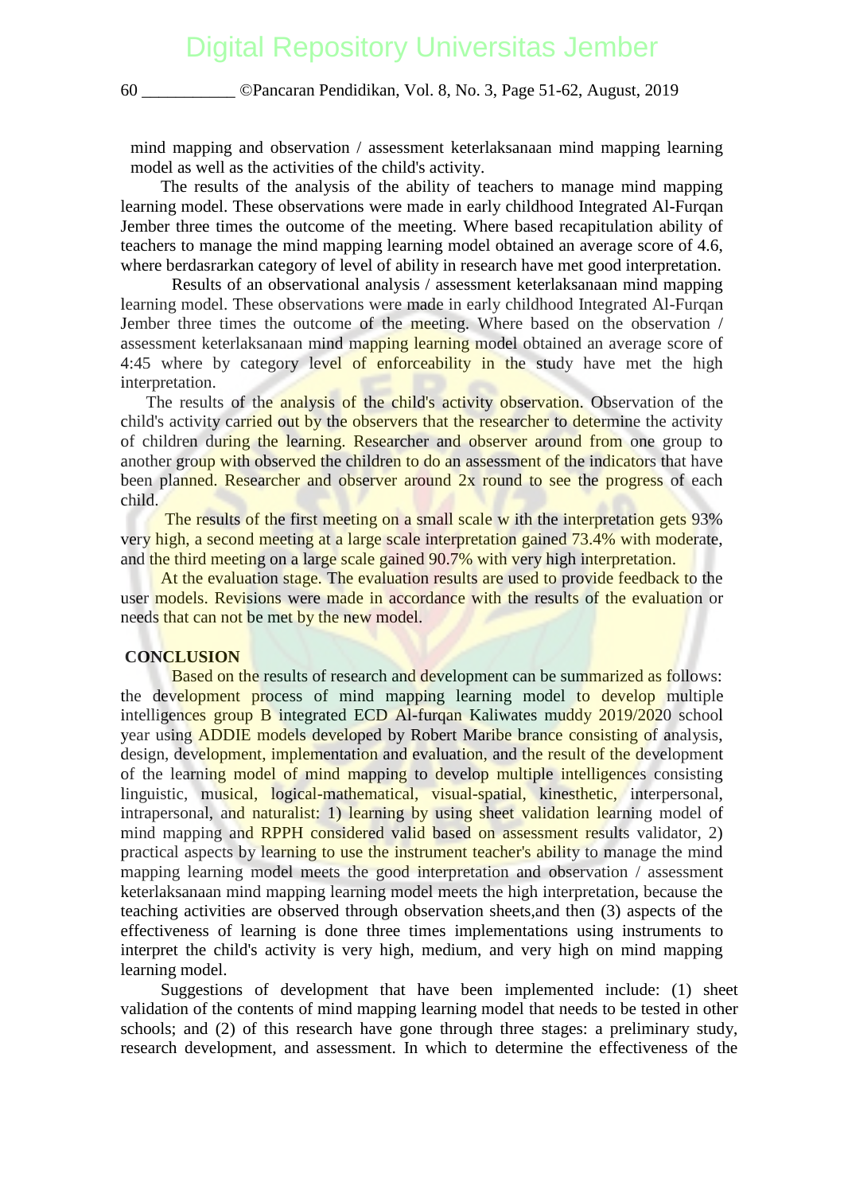mind mapping and observation / assessment keterlaksanaan mind mapping learning model as well as the activities of the child's activity.

The results of the analysis of the ability of teachers to manage mind mapping learning model. These observations were made in early childhood Integrated Al-Furqan Jember three times the outcome of the meeting. Where based recapitulation ability of teachers to manage the mind mapping learning model obtained an average score of 4.6, where berdasrarkan category of level of ability in research have met good interpretation.

Results of an observational analysis / assessment keterlaksanaan mind mapping learning model. These observations were made in early childhood Integrated Al-Furqan Jember three times the outcome of the meeting. Where based on the observation / assessment keterlaksanaan mind mapping learning model obtained an average score of 4:45 where by category level of enforceability in the study have met the high interpretation.

The results of the analysis of the child's activity observation. Observation of the child's activity carried out by the observers that the researcher to determine the activity of children during the learning. Researcher and observer around from one group to another group with observed the children to do an assessment of the indicators that have been planned. Researcher and observer around 2x round to see the progress of each child.

The results of the first meeting on a small scale w ith the interpretation gets 93% very high, a second meeting at a large scale interpretation gained 73.4% with moderate, and the third meeting on a large scale gained 90.7% with very high interpretation.

At the evaluation stage. The evaluation results are used to provide feedback to the user models. Revisions were made in accordance with the results of the evaluation or needs that can not be met by the new model.

## CONCLUSION

Based on the results of research and development can be summarized as follows: the development process of mind mapping learning model to develop multiple intelligences group B integrated ECD Al-furqan Kaliwates muddy 2019/2020 school year using ADDIE models developed by Robert Maribe brance consisting of analysis, design, development, implementation and evaluation, and the result of the development of the learning model of mind mapping to develop multiple intelligences consisting linguistic, musical, logical-mathematical, visual-spatial, kinesthetic, interpersonal, intrapersonal, and naturalist: 1) learning by using sheet validation learning model of mind mapping and RPPH considered valid based on assessment results validator, 2) practical aspects by learning to use the instrument teacher's ability to manage the mind mapping learning model meets the good interpretation and observation / assessment keterlaksanaan mind mapping learning model meets the high interpretation, because the teaching activities are observed through observation sheets,and then (3) aspects of the effectiveness of learning is done three times implementations using instruments to interpret the child's activity is very high, medium, and very high on mind mapping learning model.

Suggestions of development that have been implemented include: (1) sheet validation of the contents of mind mapping learning model that needs to be tested in other schools; and (2) of this research have gone through three stages: a preliminary study, research development, and assessment. In which to determine the effectiveness of the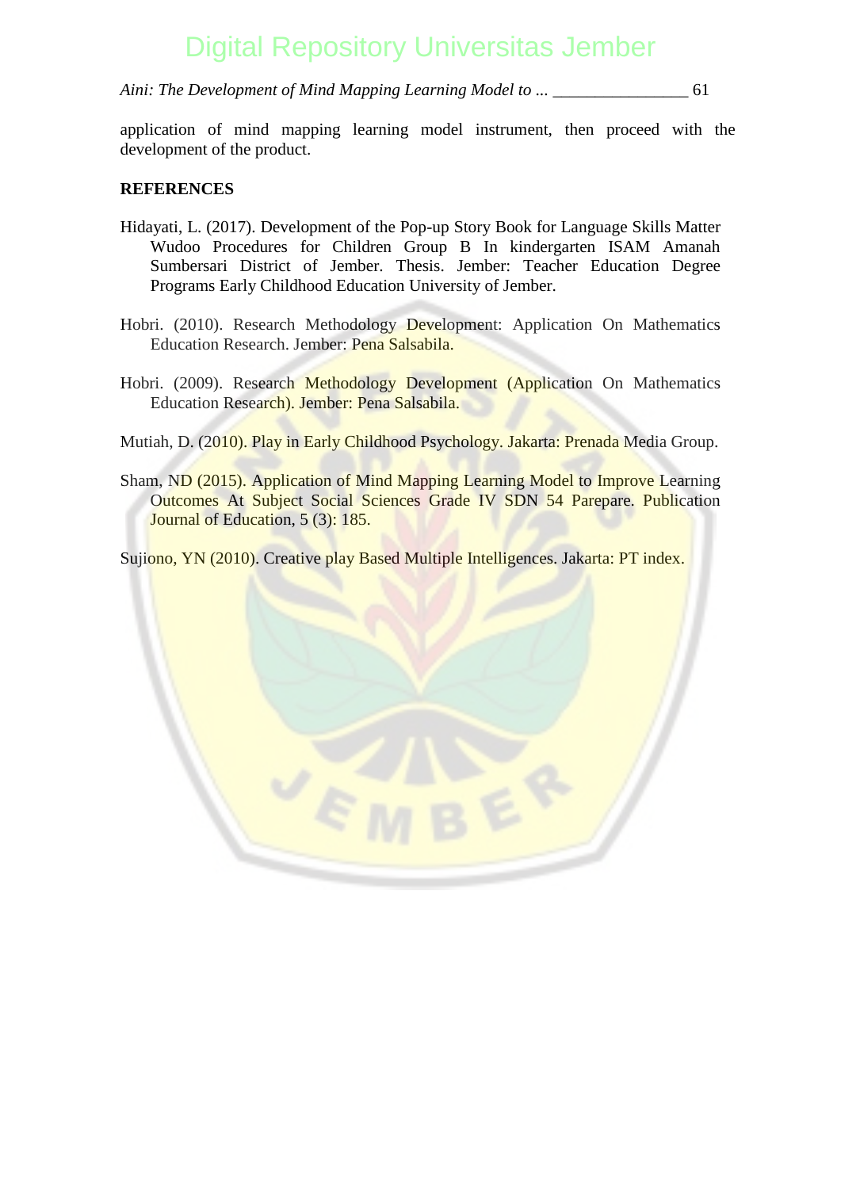application of mind mapping learning model instrument, then proceed with the development of the product.

**REFERENCES**

Hidayati, L. (2017). Development of the Pop-up Story Book for Language Skills Matter Wudoo Procedures for Children Group B In kindergarten ISAM Amanah Sumbersari District of Jember. Thesis. Jember: Teacher Education Degree Programs Early Childhood Education University of Jember.

Hobri. (2010). Research Methodology Development: Application On Mathematics Education Research. Jember: Pena Salsabila.

Hobri. (2009). Research Methodology Development (Application On Mathematics Education Research). Jember: Pena Salsabila.

Mutiah, D. (2010). Play in Early Childhood Psychology. Jakarta: Prenada Media Group.

Sham, ND (2015). Application of Mind Mapping Learning Model to Improve Learning Outcomes At Subject Social Sciences Grade IV SDN 54 Parepare. Publication Journal of Education, 5 (3): 185.

Sujiono, YN (2010). Creative play Based Multiple Intelligences. Jakarta: PT index.